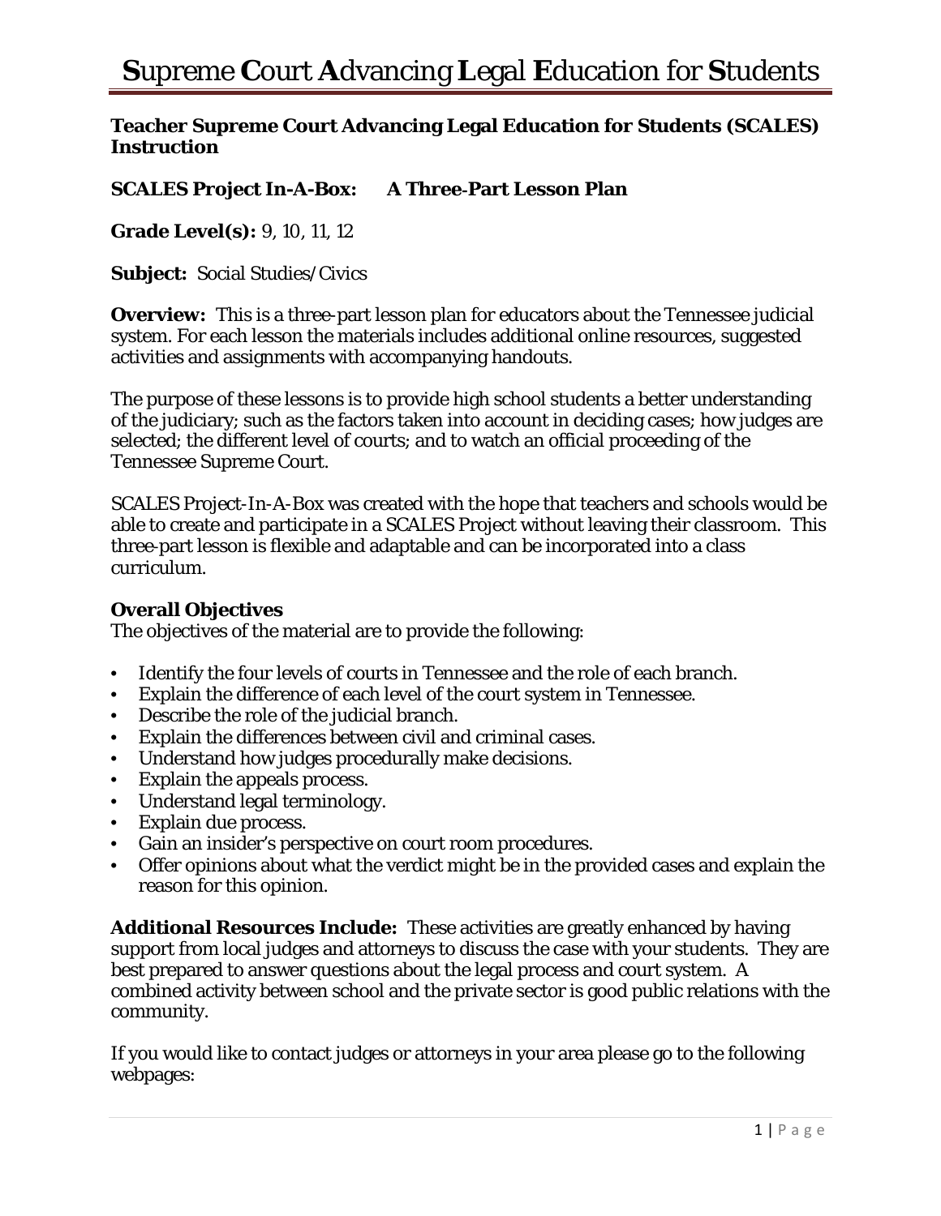# **S**upreme **C**ourt **A**dvancing **L**egal **E**ducation for **S**tudents

**Teacher Supreme Court Advancing Legal Education for Students (SCALES) Instruction**

**SCALES Project In-A-Box: A Three-Part Lesson Plan**

**Grade Level(s):** 9, 10, 11, 12

**Subject:** Social Studies/Civics

**Overview:** This is a three-part lesson plan for educators about the Tennessee judicial system. For each lesson the materials includes additional online resources, suggested activities and assignments with accompanying handouts.

The purpose of these lessons is to provide high school students a better understanding of the judiciary; such as the factors taken into account in deciding cases; how judges are selected; the different level of courts; and to watch an official proceeding of the Tennessee Supreme Court.

SCALES Project-In-A-Box was created with the hope that teachers and schools would be able to create and participate in a SCALES Project without leaving their classroom. This three-part lesson is flexible and adaptable and can be incorporated into a class curriculum.

**Overall Objectives**

The objectives of the material are to provide the following:

- Identify the four levels of courts in Tennessee and the role of each branch.
- Explain the difference of each level of the court system in Tennessee.
- Describe the role of the judicial branch.
- Explain the differences between civil and criminal cases.
- Understand how judges procedurally make decisions.
- Explain the appeals process.
- Understand legal terminology.
- Explain due process.
- Gain an insider's perspective on court room procedures.
- Offer opinions about what the verdict might be in the provided cases and explain the reason for this opinion.

**Additional Resources Include:** These activities are greatly enhanced by having support from local judges and attorneys to discuss the case with your students. They are best prepared to answer questions about the legal process and court system. A combined activity between school and the private sector is good public relations with the community.

If you would like to contact judges or attorneys in your area please go to the following webpages: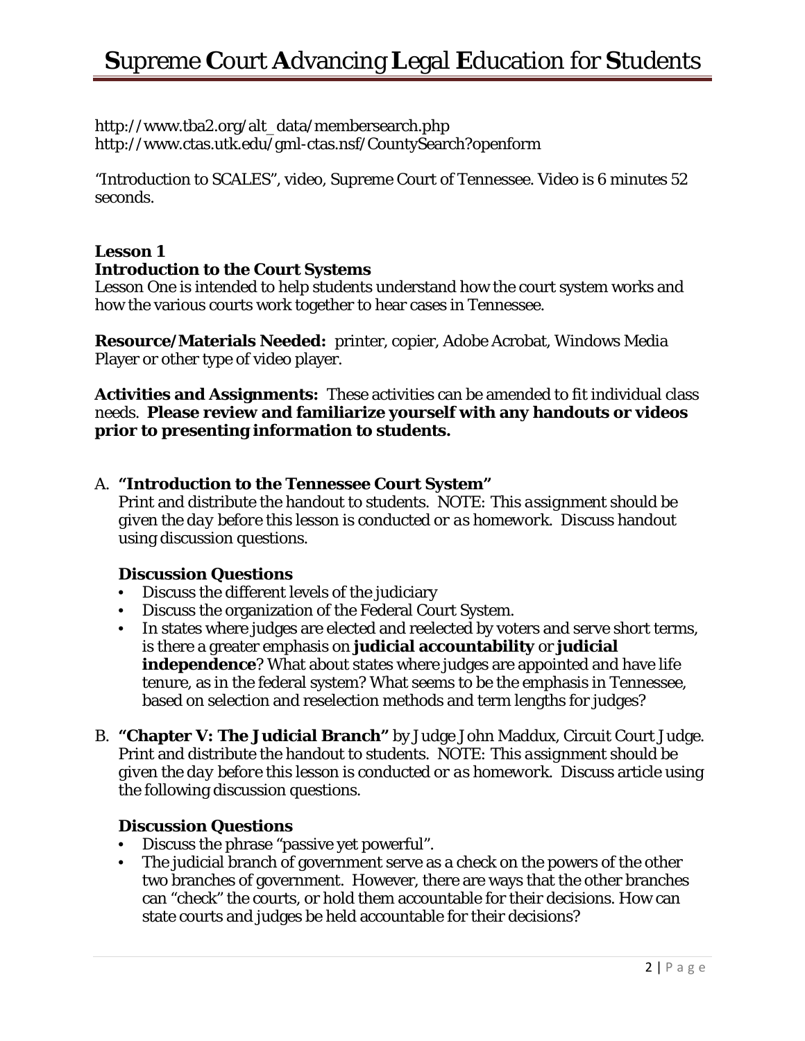http://www.tba2.org/alt_data/membersearch.php
http://www.ctas.utk.edu/gml-ctas.nsf/CountySearch?openform

"Introduction to SCALES", video, Supreme Court of Tennessee. Video is 6 minutes 52 seconds.

**Lesson 1**
**Introduction to the Court Systems**

Lesson One is intended to help students understand how the court system works and how the various courts work together to hear cases in Tennessee.

**Resource/Materials Needed:** printer, copier, Adobe Acrobat, Windows Media Player or other type of video player.

**Activities and Assignments:** These activities can be amended to fit individual class needs. **Please review and familiarize yourself with any handouts or videos prior to presenting information to students.**

A. **"Introduction to the Tennessee Court System"**
Print and distribute the handout to students. NOTE: *This assignment should be given the day before this lesson is conducted or as homework.* Discuss handout using discussion questions.

   **Discussion Questions**
   - Discuss the different levels of the judiciary
   - Discuss the organization of the Federal Court System.
   - In states where judges are elected and reelected by voters and serve short terms, is there a greater emphasis on **judicial accountability** or **judicial independence**? What about states where judges are appointed and have life tenure, as in the federal system? What seems to be the emphasis in Tennessee, based on selection and reselection methods and term lengths for judges?

B. **"Chapter V: The Judicial Branch"** by Judge John Maddux, Circuit Court Judge. Print and distribute the handout to students. NOTE: *This assignment should be given the day before this lesson is conducted or as homework.* Discuss article using the following discussion questions.

   **Discussion Questions**
   - Discuss the phrase "passive yet powerful".
   - The judicial branch of government serve as a check on the powers of the other two branches of government. However, there are ways that the other branches can "check" the courts, or hold them accountable for their decisions. How can state courts and judges be held accountable for their decisions?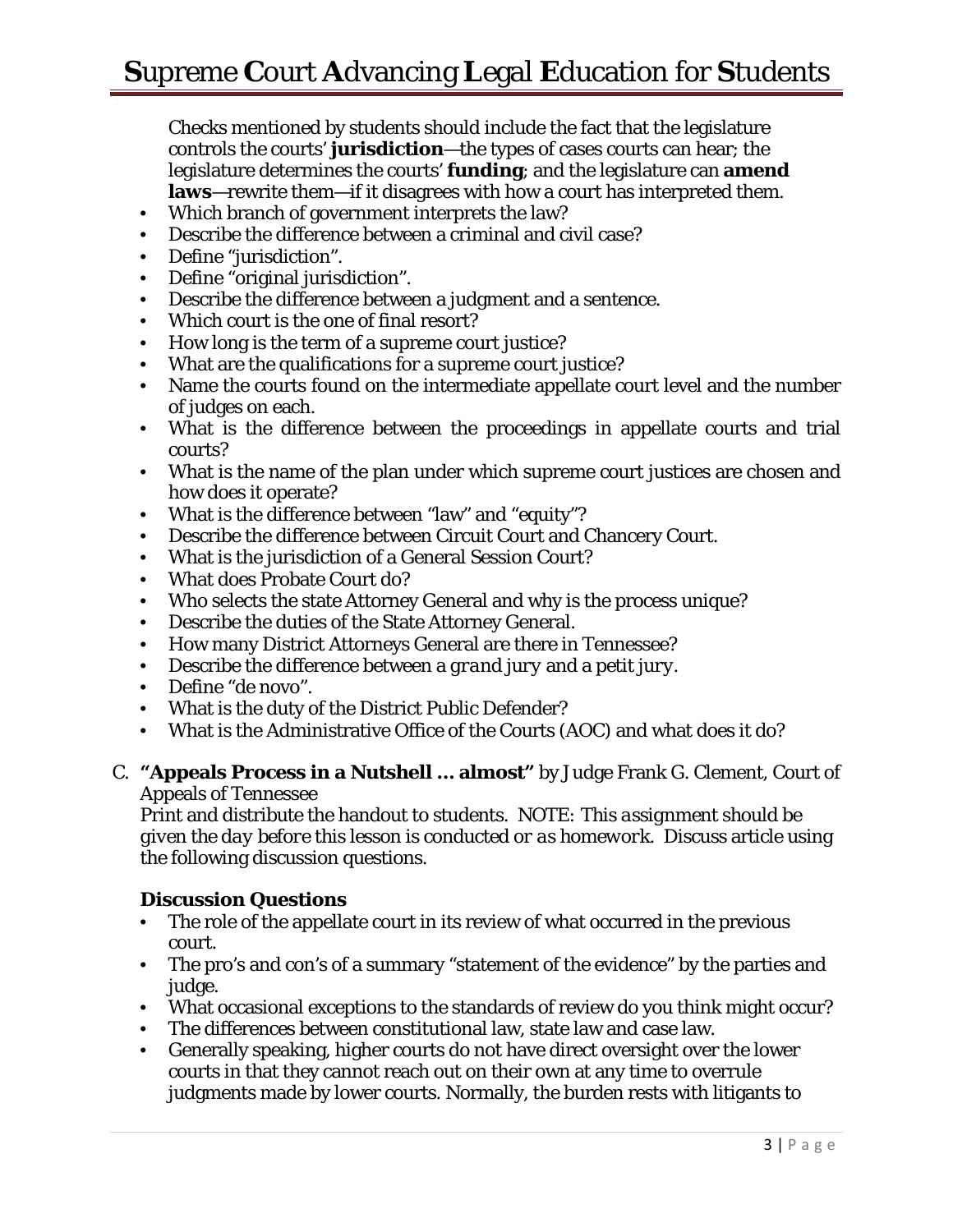Checks mentioned by students should include the fact that the legislature controls the courts' **jurisdiction**—the types of cases courts can hear; the legislature determines the courts' **funding**; and the legislature can **amend laws**—rewrite them—if it disagrees with how a court has interpreted them.

- Which branch of government interprets the law?
- Describe the difference between a criminal and civil case?
- Define "jurisdiction".
- Define "original jurisdiction".
- Describe the difference between a judgment and a sentence.
- Which court is the one of final resort?
- How long is the term of a supreme court justice?
- What are the qualifications for a supreme court justice?
- Name the courts found on the intermediate appellate court level and the number of judges on each.
- What is the difference between the proceedings in appellate courts and trial courts?
- What is the name of the plan under which supreme court justices are chosen and how does it operate?
- What is the difference between "law" and "equity"?
- Describe the difference between Circuit Court and Chancery Court.
- What is the jurisdiction of a General Session Court?
- What does Probate Court do?
- Who selects the state Attorney General and why is the process unique?
- Describe the duties of the State Attorney General.
- How many District Attorneys General are there in Tennessee?
- Describe the difference between a *grand jury* and a *petit jury*.
- Define "de novo".
- What is the duty of the District Public Defender?
- What is the Administrative Office of the Courts (AOC) and what does it do?

C. **"Appeals Process in a Nutshell … almost"** by Judge Frank G. Clement, Court of Appeals of Tennessee
Print and distribute the handout to students. *NOTE: This assignment should be given the day before this lesson is conducted or as homework.* Discuss article using the following discussion questions.

**Discussion Questions**

- The role of the appellate court in its review of what occurred in the previous court.
- The pro's and con's of a summary "statement of the evidence" by the parties and judge.
- What occasional exceptions to the standards of review do you think might occur?
- The differences between constitutional law, state law and case law.
- Generally speaking, higher courts do not have direct oversight over the lower courts in that they cannot reach out on their own at any time to overrule judgments made by lower courts. Normally, the burden rests with litigants to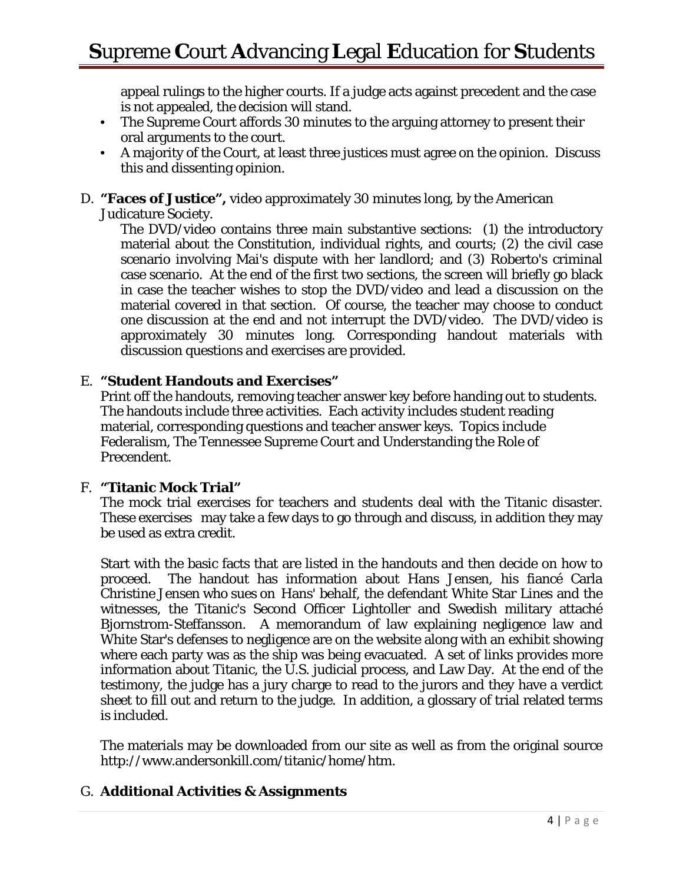appeal rulings to the higher courts. If a judge acts against precedent and the case is not appealed, the decision will stand.

- The Supreme Court affords 30 minutes to the arguing attorney to present their oral arguments to the court.
- A majority of the Court, at least three justices must agree on the opinion. Discuss this and dissenting opinion.

D. **"Faces of Justice",** video approximately 30 minutes long, by the American Judicature Society.

The DVD/video contains three main substantive sections: (1) the introductory material about the Constitution, individual rights, and courts; (2) the civil case scenario involving Mai's dispute with her landlord; and (3) Roberto's criminal case scenario. At the end of the first two sections, the screen will briefly go black in case the teacher wishes to stop the DVD/video and lead a discussion on the material covered in that section. Of course, the teacher may choose to conduct one discussion at the end and not interrupt the DVD/video. The DVD/video is approximately 30 minutes long. Corresponding handout materials with discussion questions and exercises are provided.

E. **"Student Handouts and Exercises"**

Print off the handouts, removing teacher answer key before handing out to students. The handouts include three activities. Each activity includes student reading material, corresponding questions and teacher answer keys. Topics include Federalism, The Tennessee Supreme Court and Understanding the Role of Precendent.

F. **"Titanic Mock Trial"**

The mock trial exercises for teachers and students deal with the Titanic disaster. These exercises may take a few days to go through and discuss, in addition they may be used as extra credit.

Start with the basic facts that are listed in the handouts and then decide on how to proceed. The handout has information about Hans Jensen, his fiancé Carla Christine Jensen who sues on Hans' behalf, the defendant White Star Lines and the witnesses, the Titanic's Second Officer Lightoller and Swedish military attaché Bjornstrom-Steffansson. A memorandum of law explaining negligence law and White Star's defenses to negligence are on the website along with an exhibit showing where each party was as the ship was being evacuated. A set of links provides more information about Titanic, the U.S. judicial process, and Law Day. At the end of the testimony, the judge has a jury charge to read to the jurors and they have a verdict sheet to fill out and return to the judge. In addition, a glossary of trial related terms is included.

The materials may be downloaded from our site as well as from the original source http://www.andersonkill.com/titanic/home/htm.

G. **Additional Activities & Assignments**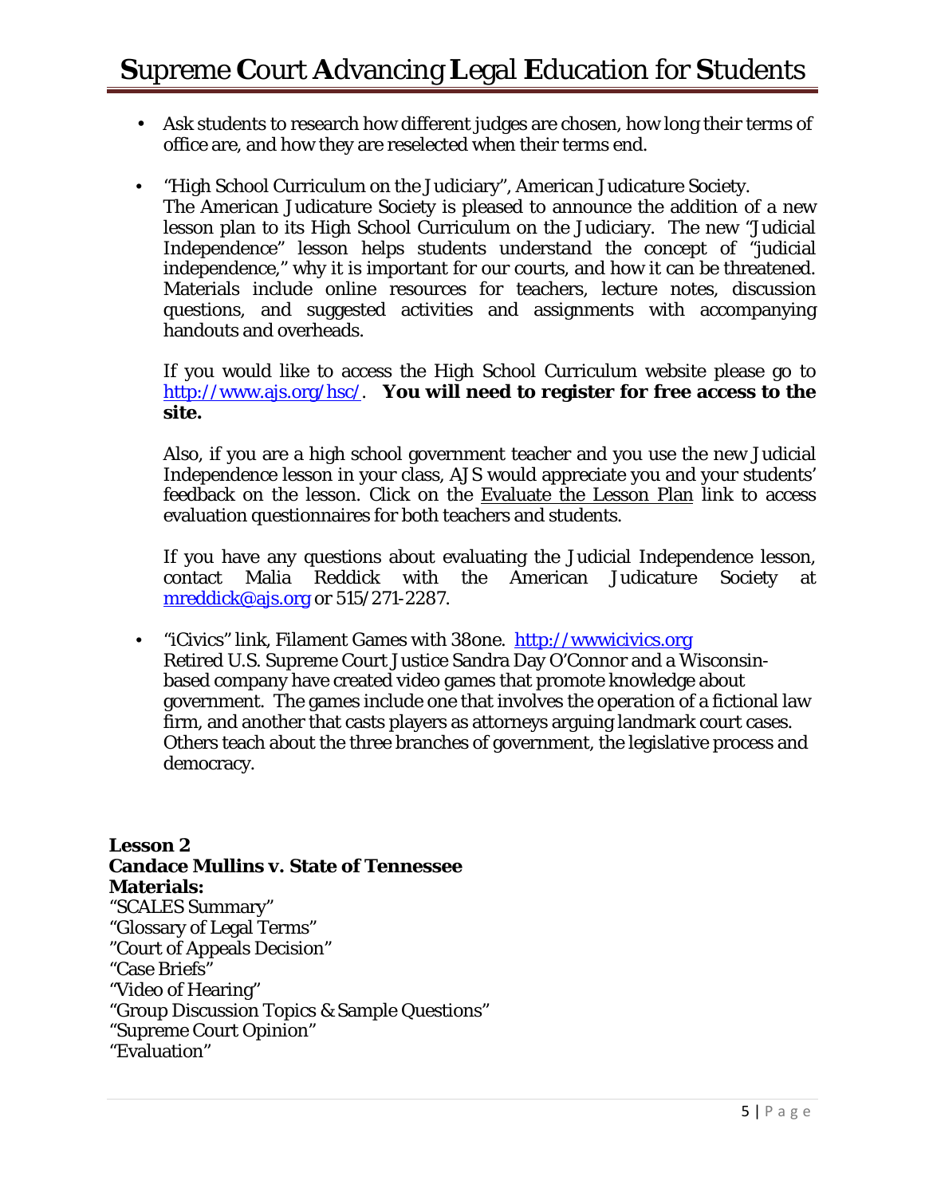- Ask students to research how different judges are chosen, how long their terms of office are, and how they are reselected when their terms end.

- "High School Curriculum on the Judiciary", American Judicature Society.
  The American Judicature Society is pleased to announce the addition of a new lesson plan to its High School Curriculum on the Judiciary. The new "Judicial Independence" lesson helps students understand the concept of "judicial independence," why it is important for our courts, and how it can be threatened. Materials include online resources for teachers, lecture notes, discussion questions, and suggested activities and assignments with accompanying handouts and overheads.

  If you would like to access the High School Curriculum website please go to http://www.ajs.org/hsc/. **You will need to register for free access to the site.**

  Also, if you are a high school government teacher and you use the new Judicial Independence lesson in your class, AJS would appreciate you and your students' feedback on the lesson. Click on the Evaluate the Lesson Plan link to access evaluation questionnaires for both teachers and students.

  If you have any questions about evaluating the Judicial Independence lesson, contact Malia Reddick with the American Judicature Society at mreddick@ajs.org or 515/271-2287.

- "iCivics" link, Filament Games with 38one. http://wwwicivics.org
  Retired U.S. Supreme Court Justice Sandra Day O'Connor and a Wisconsin-based company have created video games that promote knowledge about government. The games include one that involves the operation of a fictional law firm, and another that casts players as attorneys arguing landmark court cases. Others teach about the three branches of government, the legislative process and democracy.

**Lesson 2**
**Candace Mullins v. State of Tennessee**
**Materials:**
"SCALES Summary"
"Glossary of Legal Terms"
"Court of Appeals Decision"
"Case Briefs"
"Video of Hearing"
"Group Discussion Topics & Sample Questions"
"Supreme Court Opinion"
"Evaluation"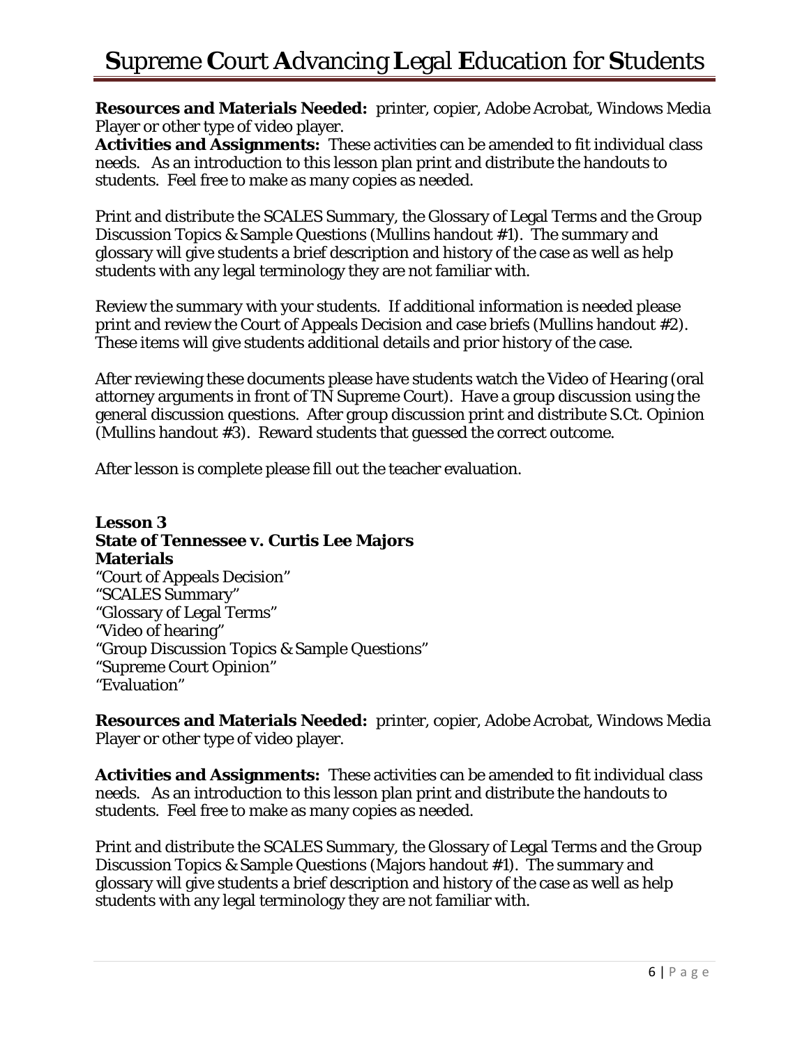**Resources and Materials Needed:** printer, copier, Adobe Acrobat, Windows Media Player or other type of video player.

**Activities and Assignments:** These activities can be amended to fit individual class needs. As an introduction to this lesson plan print and distribute the handouts to students. Feel free to make as many copies as needed.

Print and distribute the SCALES Summary, the Glossary of Legal Terms and the Group Discussion Topics & Sample Questions (Mullins handout #1). The summary and glossary will give students a brief description and history of the case as well as help students with any legal terminology they are not familiar with.

Review the summary with your students. If additional information is needed please print and review the Court of Appeals Decision and case briefs (Mullins handout #2). These items will give students additional details and prior history of the case.

After reviewing these documents please have students watch the Video of Hearing (oral attorney arguments in front of TN Supreme Court). Have a group discussion using the general discussion questions. After group discussion print and distribute S.Ct. Opinion (Mullins handout #3). Reward students that guessed the correct outcome.

After lesson is complete please fill out the teacher evaluation.

**Lesson 3**
**State of Tennessee v. Curtis Lee Majors**
**Materials**

"Court of Appeals Decision"
"SCALES Summary"
"Glossary of Legal Terms"
"Video of hearing"
"Group Discussion Topics & Sample Questions"
"Supreme Court Opinion"
"Evaluation"

**Resources and Materials Needed:** printer, copier, Adobe Acrobat, Windows Media Player or other type of video player.

**Activities and Assignments:** These activities can be amended to fit individual class needs. As an introduction to this lesson plan print and distribute the handouts to students. Feel free to make as many copies as needed.

Print and distribute the SCALES Summary, the Glossary of Legal Terms and the Group Discussion Topics & Sample Questions (Majors handout #1). The summary and glossary will give students a brief description and history of the case as well as help students with any legal terminology they are not familiar with.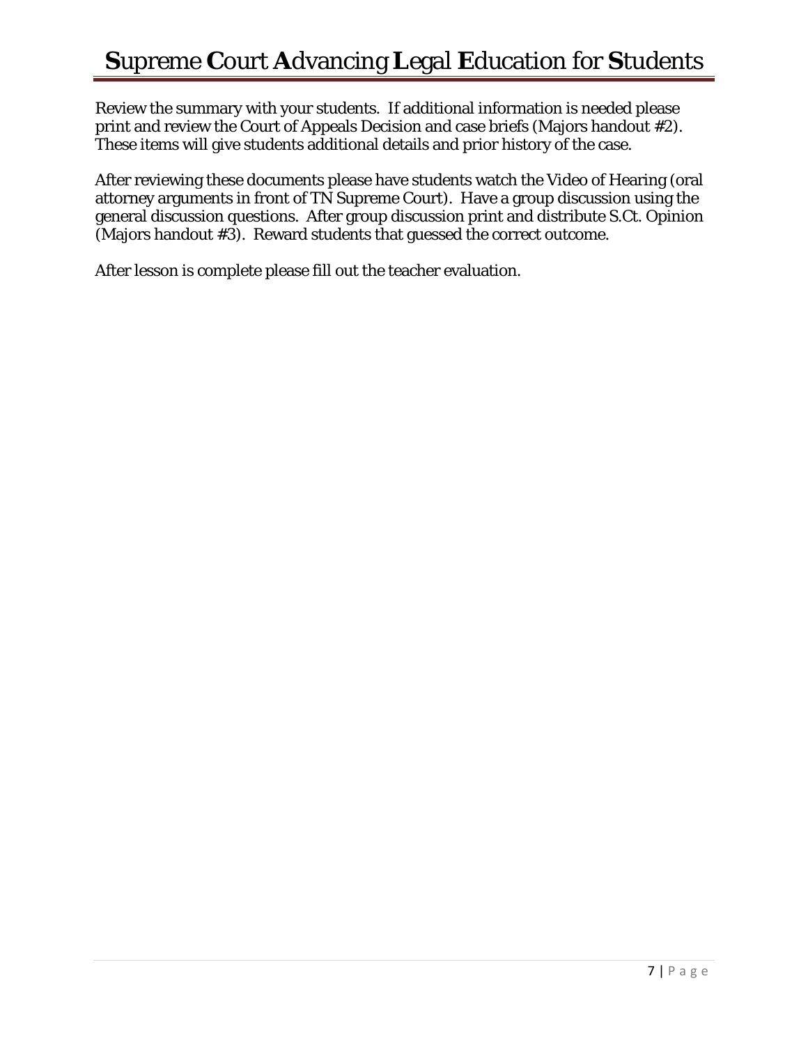Review the summary with your students. If additional information is needed please print and review the Court of Appeals Decision and case briefs (Majors handout #2). These items will give students additional details and prior history of the case.

After reviewing these documents please have students watch the Video of Hearing (oral attorney arguments in front of TN Supreme Court). Have a group discussion using the general discussion questions. After group discussion print and distribute S.Ct. Opinion (Majors handout #3). Reward students that guessed the correct outcome.

After lesson is complete please fill out the teacher evaluation.